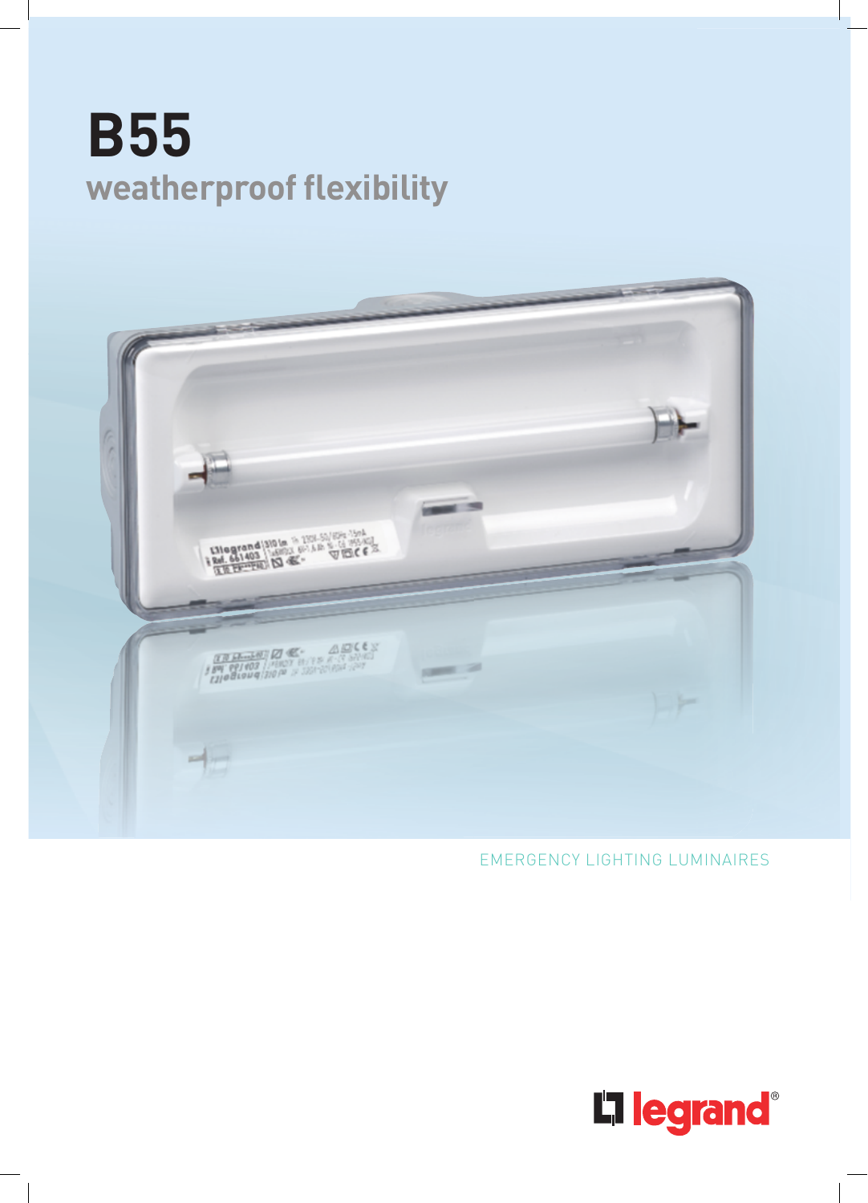# B55

## weatherproof flexibility

EMERGENCY LIGHTING LUMINAIRES

legrand®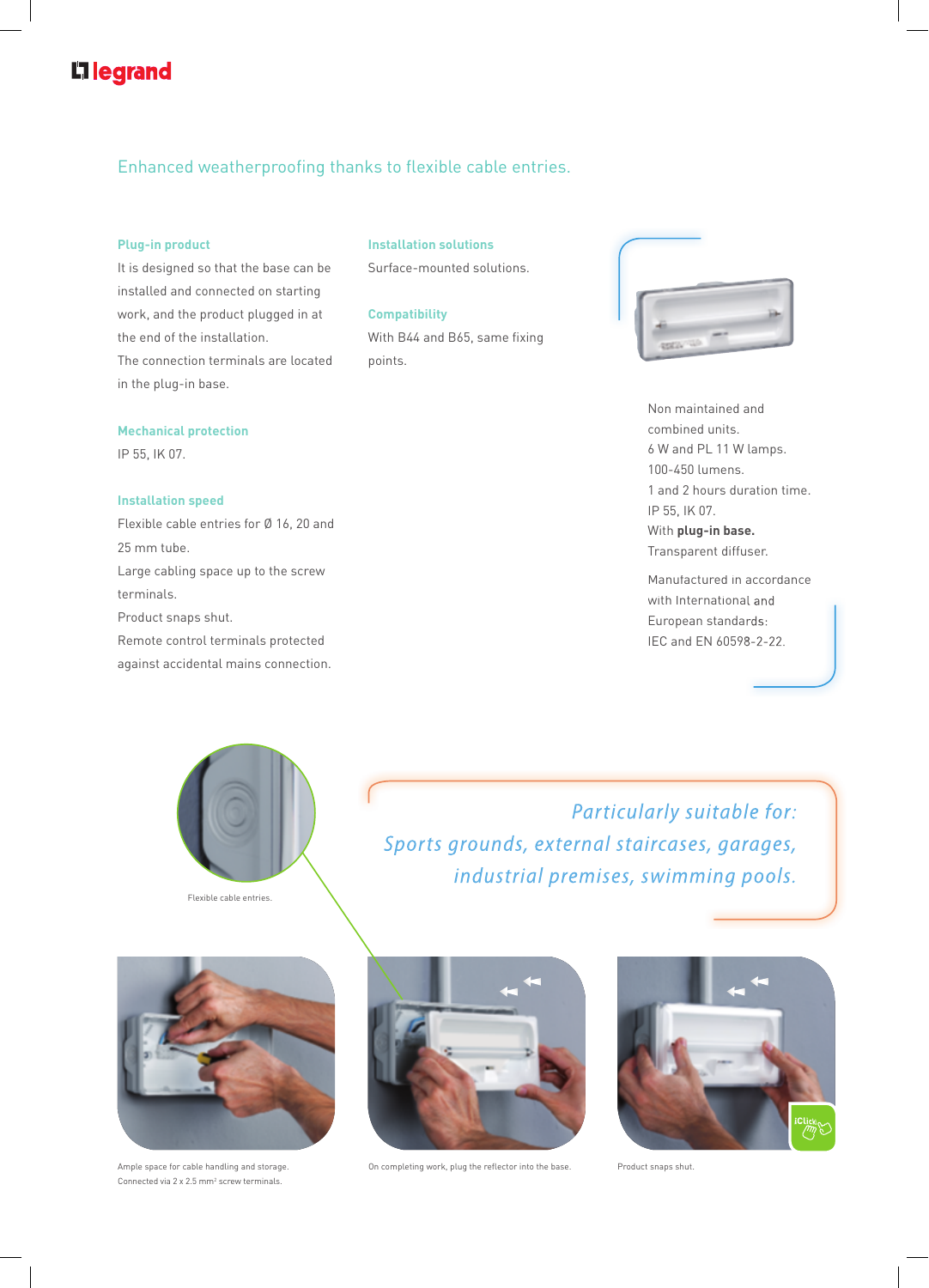## Enhanced weatherproofing thanks to flexible cable entries.

### Plug-in product

It is designed so that the base can be installed and connected on starting work, and the product plugged in at the end of the installation.
The connection terminals are located in the plug-in base.

### Mechanical protection

IP 55, IK 07.

### Installation speed

Flexible cable entries for Ø 16, 20 and 25 mm tube.
Large cabling space up to the screw terminals.
Product snaps shut.
Remote control terminals protected against accidental mains connection.

### Installation solutions

Surface-mounted solutions.

### Compatibility

With B44 and B65, same fixing points.

Non maintained and combined units.
6 W and PL 11 W lamps.
100-450 lumens.
1 and 2 hours duration time.
IP 55, IK 07.
With **plug-in base.**
Transparent diffuser.

Manufactured in accordance with International and European standards:
IEC and EN 60598-2-22.

*Particularly suitable for:*
*Sports grounds, external staircases, garages, industrial premises, swimming pools.*

Flexible cable entries.

Ample space for cable handling and storage.
Connected via 2 x 2.5 mm² screw terminals.

On completing work, plug the reflector into the base.

Product snaps shut.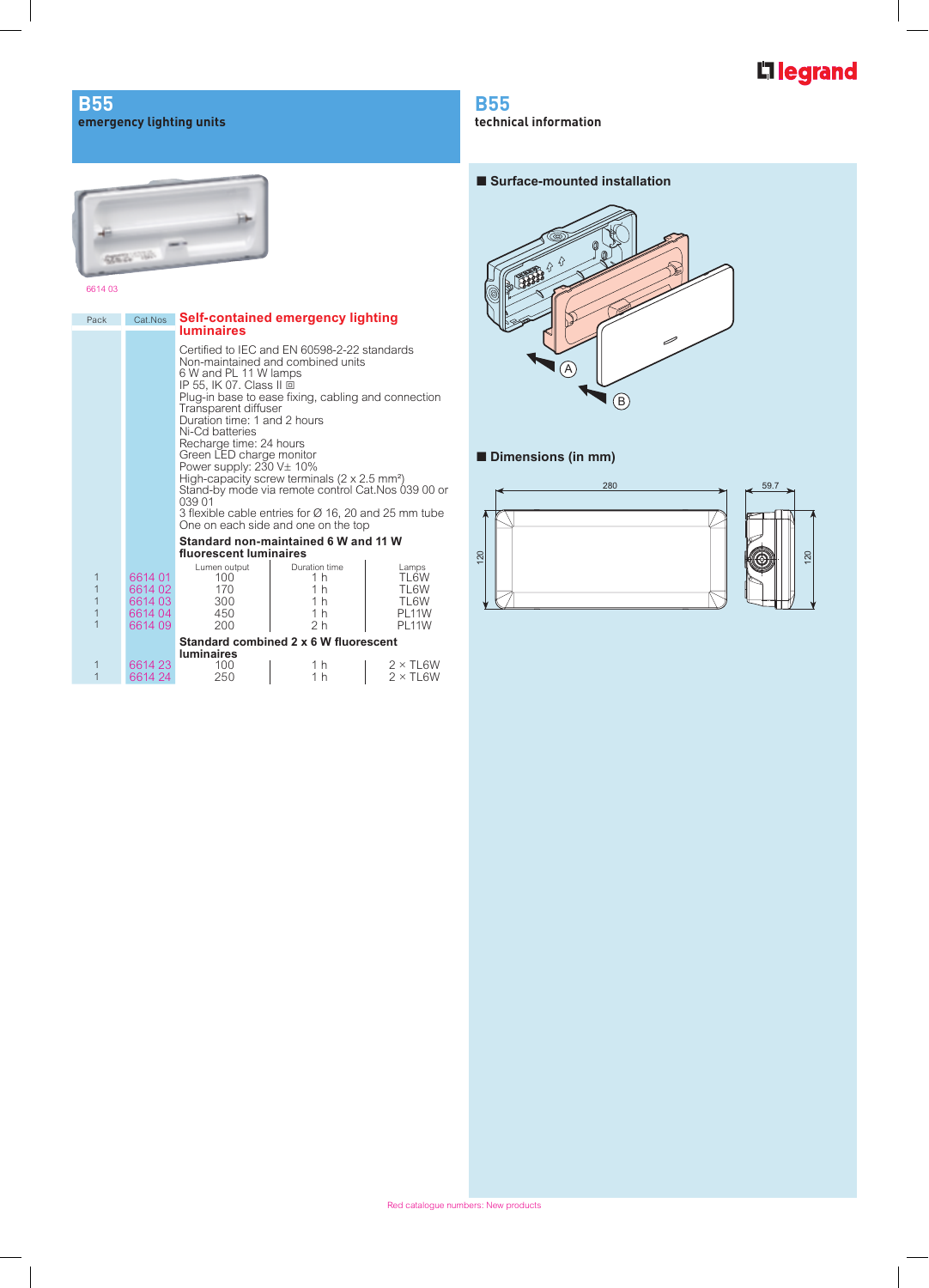## B55
emergency lighting units

6614 03

| Pack | Cat.Nos | Self-contained emergency lighting luminaires |
|---|---|---|

Certified to IEC and EN 60598-2-22 standards
Non-maintained and combined units
6 W and PL 11 W lamps
IP 55, IK 07. Class II ▣
Plug-in base to ease fixing, cabling and connection
Transparent diffuser
Duration time: 1 and 2 hours
Ni-Cd batteries
Recharge time: 24 hours
Green LED charge monitor
Power supply: 230 V± 10%
High-capacity screw terminals (2 x 2.5 mm²)
Stand-by mode via remote control Cat.Nos 039 00 or 039 01
3 flexible cable entries for Ø 16, 20 and 25 mm tube
One on each side and one on the top

**Standard non-maintained 6 W and 11 W fluorescent luminaires**

| Pack | Cat.Nos | Lumen output | Duration time | Lamps |
|---|---|---|---|---|
| 1 | 6614 01 | 100 | 1 h | TL6W |
| 1 | 6614 02 | 170 | 1 h | TL6W |
| 1 | 6614 03 | 300 | 1 h | TL6W |
| 1 | 6614 04 | 450 | 1 h | PL11W |
| 1 | 6614 09 | 200 | 2 h | PL11W |

**Standard combined 2 x 6 W fluorescent luminaires**

| Pack | Cat.Nos | Lumen output | Duration time | Lamps |
|---|---|---|---|---|
| 1 | 6614 23 | 100 | 1 h | 2 × TL6W |
| 1 | 6614 24 | 250 | 1 h | 2 × TL6W |

## B55
technical information

### ■ Surface-mounted installation

A B

### ■ Dimensions (in mm)

280 × 120; 59.7 × 120

Red catalogue numbers: New products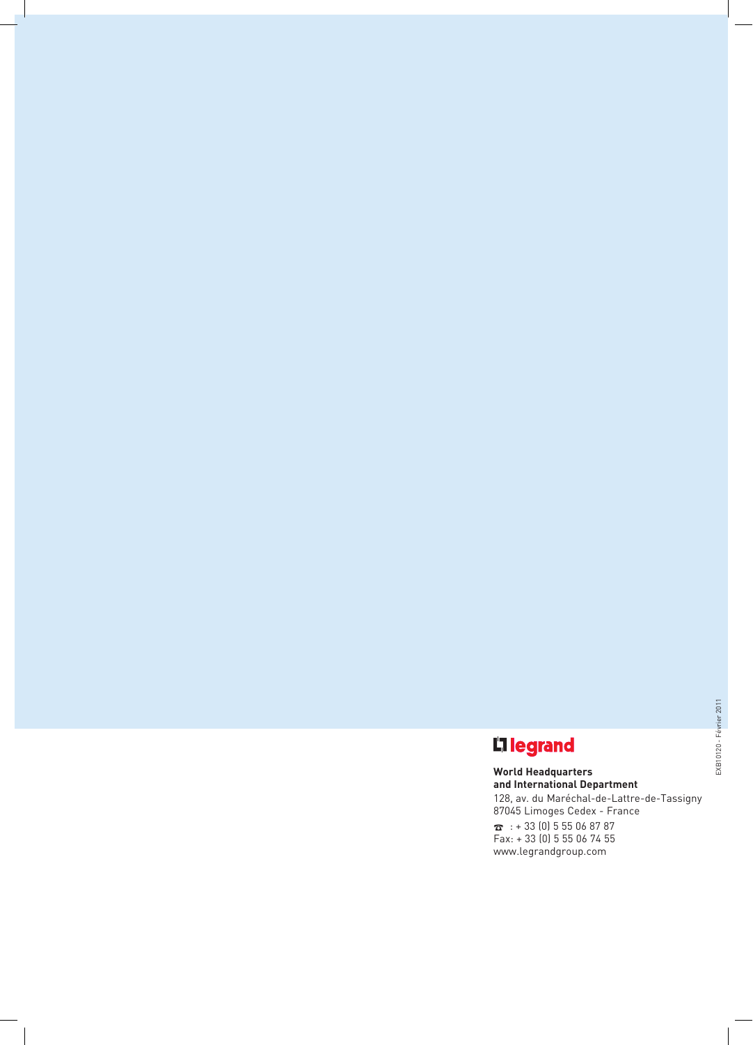**legrand**

**World Headquarters**
**and International Department**
128, av. du Maréchal-de-Lattre-de-Tassigny
87045 Limoges Cedex - France
☎ : + 33 (0) 5 55 06 87 87
Fax: + 33 (0) 5 55 06 74 55
www.legrandgroup.com

EXB10120 - Février 2011